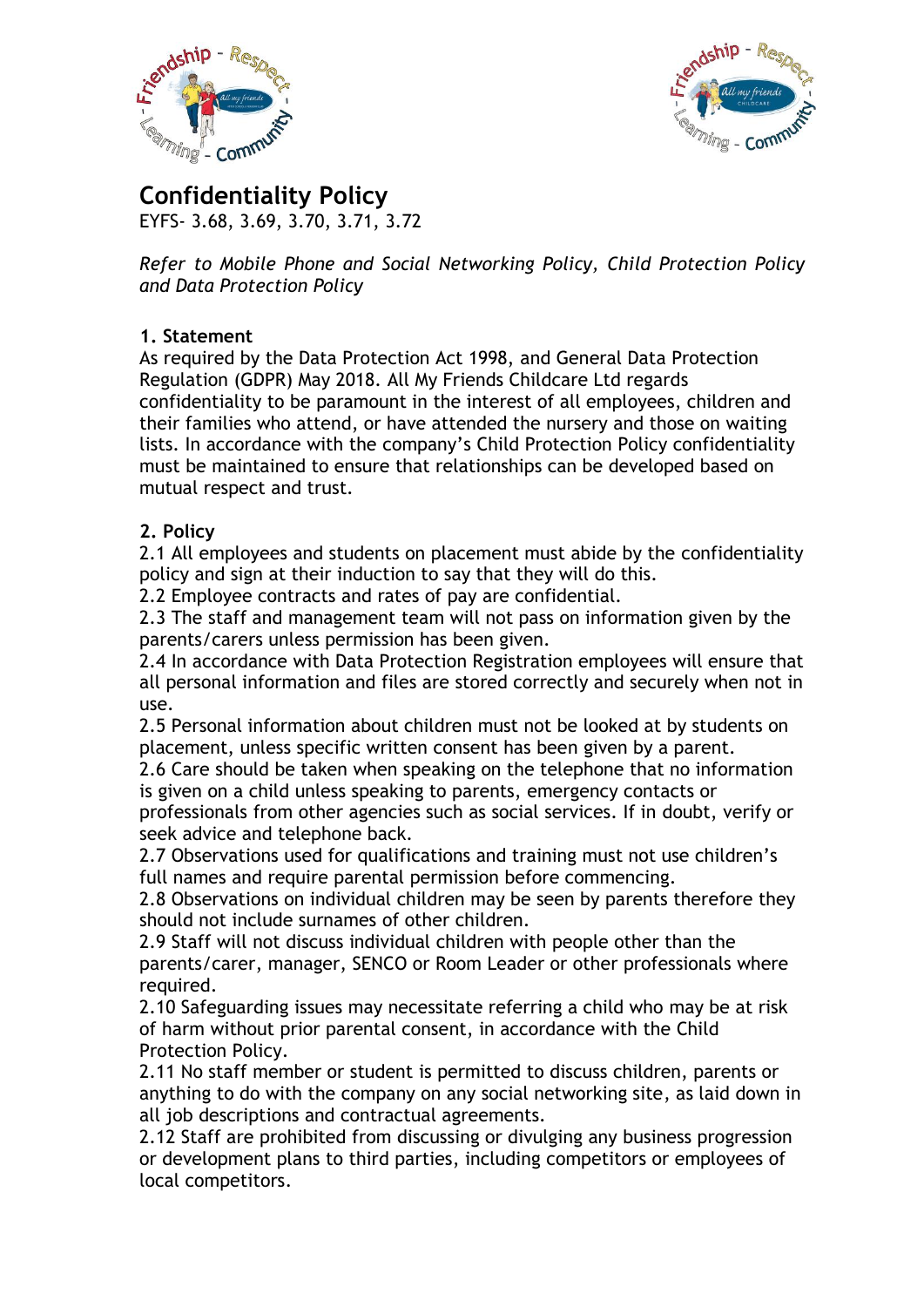# Confidentiality Policy

EYFS- 3.68, 3.69, 3.70, 3.71, 3.72

*Refer to Mobile Phone and Social Networking Policy, Child Protection Policy and Data Protection Policy*

## 1. Statement

As required by the Data Protection Act 1998, and General Data Protection Regulation (GDPR) May 2018. All My Friends Childcare Ltd regards confidentiality to be paramount in the interest of all employees, children and their families who attend, or have attended the nursery and those on waiting lists. In accordance with the company's Child Protection Policy confidentiality must be maintained to ensure that relationships can be developed based on mutual respect and trust.

## 2. Policy

2.1 All employees and students on placement must abide by the confidentiality policy and sign at their induction to say that they will do this.

2.2 Employee contracts and rates of pay are confidential.

2.3 The staff and management team will not pass on information given by the parents/carers unless permission has been given.

2.4 In accordance with Data Protection Registration employees will ensure that all personal information and files are stored correctly and securely when not in use.

2.5 Personal information about children must not be looked at by students on placement, unless specific written consent has been given by a parent.

2.6 Care should be taken when speaking on the telephone that no information is given on a child unless speaking to parents, emergency contacts or professionals from other agencies such as social services. If in doubt, verify or seek advice and telephone back.

2.7 Observations used for qualifications and training must not use children's full names and require parental permission before commencing.

2.8 Observations on individual children may be seen by parents therefore they should not include surnames of other children.

2.9 Staff will not discuss individual children with people other than the parents/carer, manager, SENCO or Room Leader or other professionals where required.

2.10 Safeguarding issues may necessitate referring a child who may be at risk of harm without prior parental consent, in accordance with the Child Protection Policy.

2.11 No staff member or student is permitted to discuss children, parents or anything to do with the company on any social networking site, as laid down in all job descriptions and contractual agreements.

2.12 Staff are prohibited from discussing or divulging any business progression or development plans to third parties, including competitors or employees of local competitors.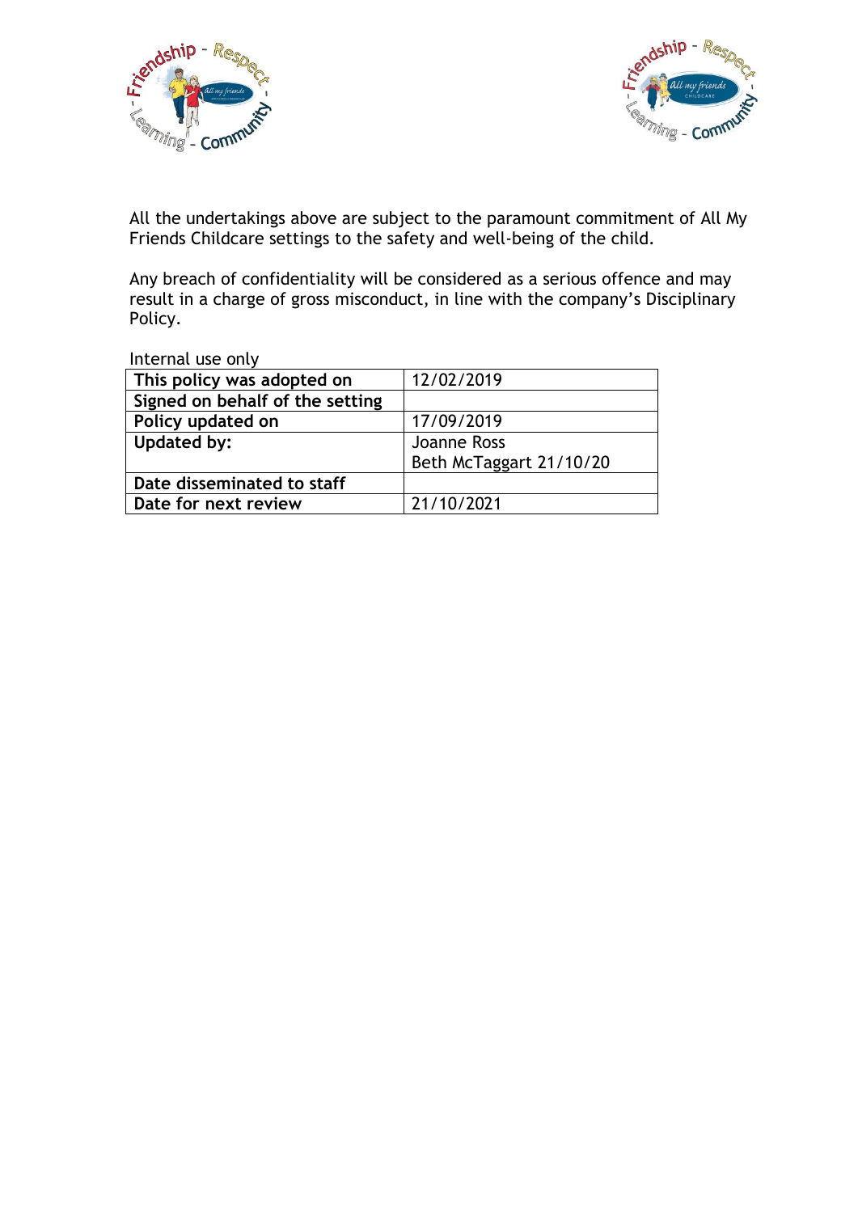All the undertakings above are subject to the paramount commitment of All My Friends Childcare settings to the safety and well-being of the child.

Any breach of confidentiality will be considered as a serious offence and may result in a charge of gross misconduct, in line with the company's Disciplinary Policy.

Internal use only

| | |
|---|---|
| **This policy was adopted on** | 12/02/2019 |
| **Signed on behalf of the setting** | |
| **Policy updated on** | 17/09/2019 |
| **Updated by:** | Joanne Ross<br>Beth McTaggart 21/10/20 |
| **Date disseminated to staff** | |
| **Date for next review** | 21/10/2021 |